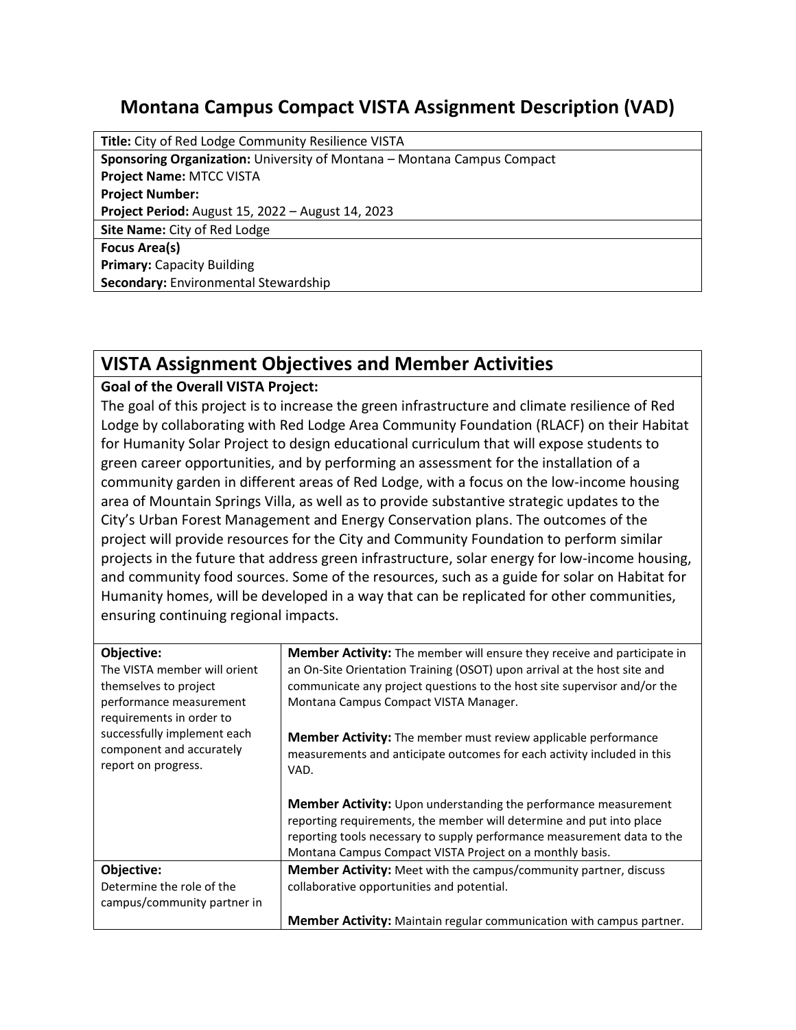# Montana Campus Compact VISTA Assignment Description (VAD)

| |
|---|
| **Title:** City of Red Lodge Community Resilience VISTA |
| **Sponsoring Organization:** University of Montana – Montana Campus Compact<br>**Project Name:** MTCC VISTA<br>**Project Number:**<br>**Project Period:** August 15, 2022 – August 14, 2023 |
| **Site Name:** City of Red Lodge |
| **Focus Area(s)**<br>**Primary:** Capacity Building<br>**Secondary:** Environmental Stewardship |

## VISTA Assignment Objectives and Member Activities

**Goal of the Overall VISTA Project:**

The goal of this project is to increase the green infrastructure and climate resilience of Red Lodge by collaborating with Red Lodge Area Community Foundation (RLACF) on their Habitat for Humanity Solar Project to design educational curriculum that will expose students to green career opportunities, and by performing an assessment for the installation of a community garden in different areas of Red Lodge, with a focus on the low-income housing area of Mountain Springs Villa, as well as to provide substantive strategic updates to the City's Urban Forest Management and Energy Conservation plans. The outcomes of the project will provide resources for the City and Community Foundation to perform similar projects in the future that address green infrastructure, solar energy for low-income housing, and community food sources. Some of the resources, such as a guide for solar on Habitat for Humanity homes, will be developed in a way that can be replicated for other communities, ensuring continuing regional impacts.

| Objective | Member Activities |
|---|---|
| **Objective:**<br>The VISTA member will orient themselves to project performance measurement requirements in order to successfully implement each component and accurately report on progress. | **Member Activity:** The member will ensure they receive and participate in an On-Site Orientation Training (OSOT) upon arrival at the host site and communicate any project questions to the host site supervisor and/or the Montana Campus Compact VISTA Manager.<br><br>**Member Activity:** The member must review applicable performance measurements and anticipate outcomes for each activity included in this VAD.<br><br>**Member Activity:** Upon understanding the performance measurement reporting requirements, the member will determine and put into place reporting tools necessary to supply performance measurement data to the Montana Campus Compact VISTA Project on a monthly basis. |
| **Objective:**<br>Determine the role of the campus/community partner in | **Member Activity:** Meet with the campus/community partner, discuss collaborative opportunities and potential.<br><br>**Member Activity:** Maintain regular communication with campus partner. |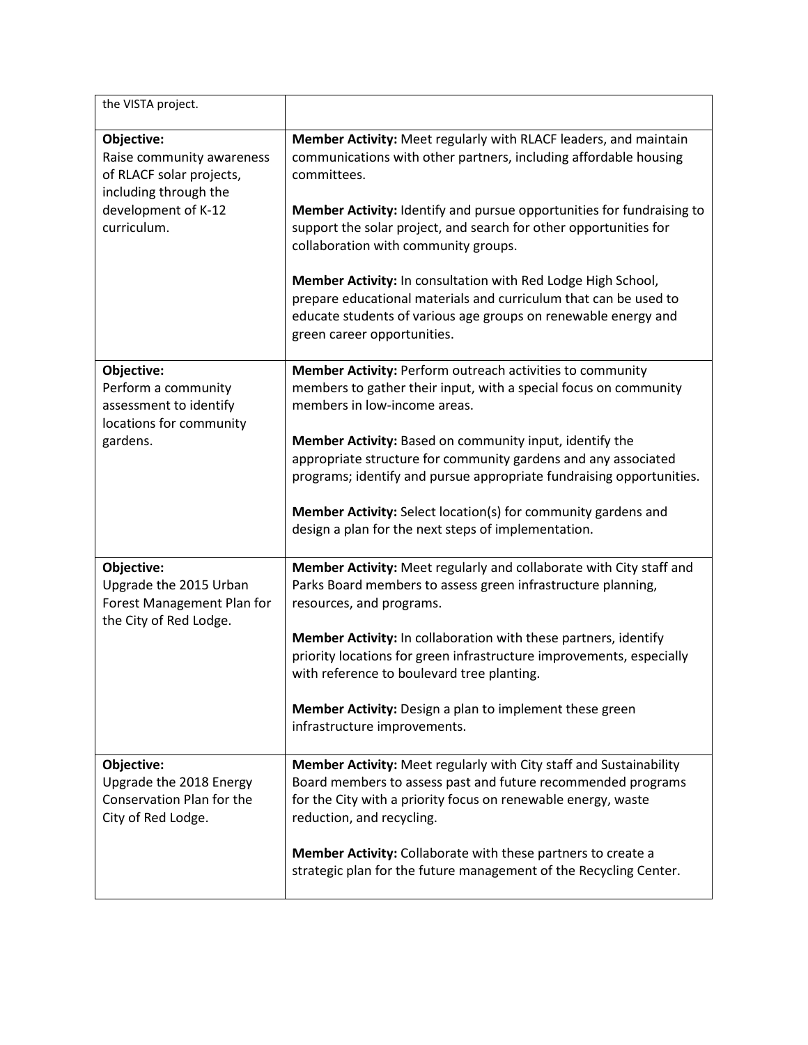| | |
|---|---|
| the VISTA project. | |
| **Objective:**<br>Raise community awareness of RLACF solar projects, including through the development of K-12 curriculum. | **Member Activity:** Meet regularly with RLACF leaders, and maintain communications with other partners, including affordable housing committees.<br><br>**Member Activity:** Identify and pursue opportunities for fundraising to support the solar project, and search for other opportunities for collaboration with community groups.<br><br>**Member Activity:** In consultation with Red Lodge High School, prepare educational materials and curriculum that can be used to educate students of various age groups on renewable energy and green career opportunities. |
| **Objective:**<br>Perform a community assessment to identify locations for community gardens. | **Member Activity:** Perform outreach activities to community members to gather their input, with a special focus on community members in low-income areas.<br><br>**Member Activity:** Based on community input, identify the appropriate structure for community gardens and any associated programs; identify and pursue appropriate fundraising opportunities.<br><br>**Member Activity:** Select location(s) for community gardens and design a plan for the next steps of implementation. |
| **Objective:**<br>Upgrade the 2015 Urban Forest Management Plan for the City of Red Lodge. | **Member Activity:** Meet regularly and collaborate with City staff and Parks Board members to assess green infrastructure planning, resources, and programs.<br><br>**Member Activity:** In collaboration with these partners, identify priority locations for green infrastructure improvements, especially with reference to boulevard tree planting.<br><br>**Member Activity:** Design a plan to implement these green infrastructure improvements. |
| **Objective:**<br>Upgrade the 2018 Energy Conservation Plan for the City of Red Lodge. | **Member Activity:** Meet regularly with City staff and Sustainability Board members to assess past and future recommended programs for the City with a priority focus on renewable energy, waste reduction, and recycling.<br><br>**Member Activity:** Collaborate with these partners to create a strategic plan for the future management of the Recycling Center. |